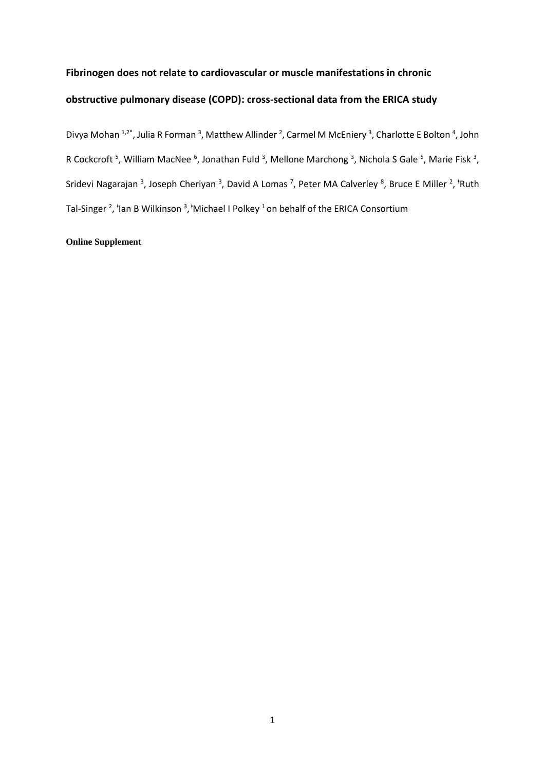# Fibrinogen does not relate to cardiovascular or muscle manifestations in chronic obstructive pulmonary disease (COPD): cross-sectional data from the ERICA study

Divya Mohan [1,2*], Julia R Forman [3], Matthew Allinder [2], Carmel M McEniery [3], Charlotte E Bolton [4], John R Cockcroft [5], William MacNee [6], Jonathan Fuld [3], Mellone Marchong [3], Nichola S Gale [5], Marie Fisk [3], Sridevi Nagarajan [3], Joseph Cheriyan [3], David A Lomas [7], Peter MA Calverley [8], Bruce E Miller [2], ᵻRuth Tal-Singer [2], ᵻIan B Wilkinson [3], ᵻMichael I Polkey [1] on behalf of the ERICA Consortium

**Online Supplement**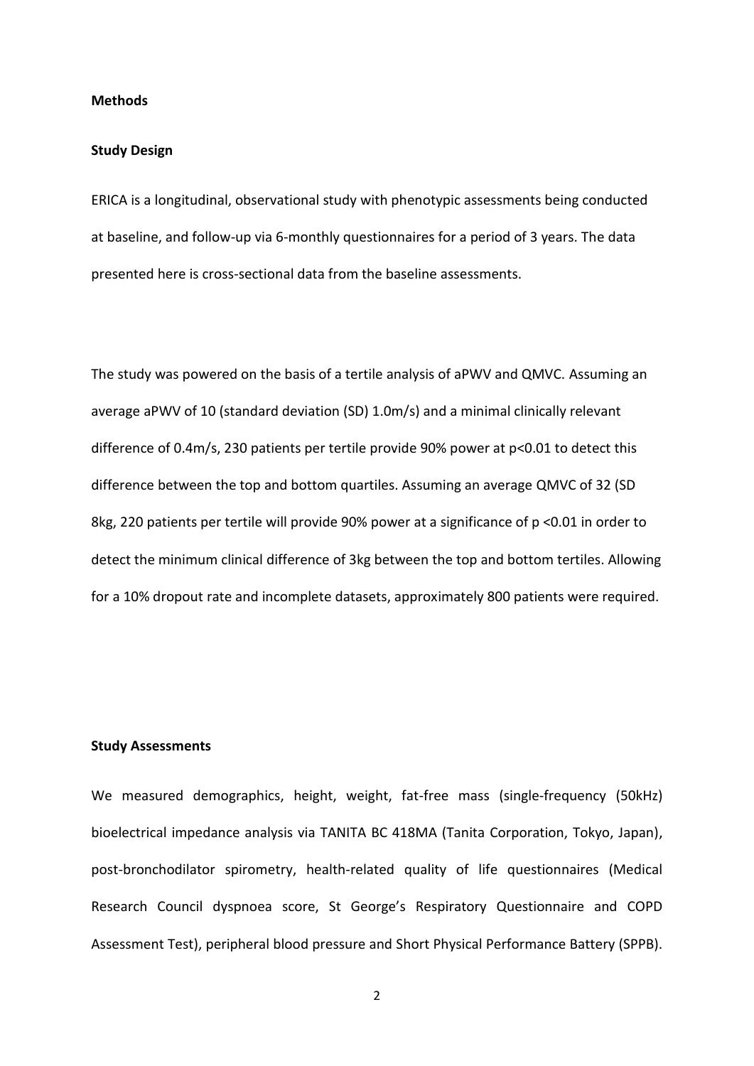**Methods**

**Study Design**

ERICA is a longitudinal, observational study with phenotypic assessments being conducted at baseline, and follow-up via 6-monthly questionnaires for a period of 3 years. The data presented here is cross-sectional data from the baseline assessments.

The study was powered on the basis of a tertile analysis of aPWV and QMVC. Assuming an average aPWV of 10 (standard deviation (SD) 1.0m/s) and a minimal clinically relevant difference of 0.4m/s, 230 patients per tertile provide 90% power at $p<0.01$ to detect this difference between the top and bottom quartiles. Assuming an average QMVC of 32 (SD 8kg, 220 patients per tertile will provide 90% power at a significance of $p < 0.01$ in order to detect the minimum clinical difference of 3kg between the top and bottom tertiles. Allowing for a 10% dropout rate and incomplete datasets, approximately 800 patients were required.

**Study Assessments**

We measured demographics, height, weight, fat-free mass (single-frequency (50kHz) bioelectrical impedance analysis via TANITA BC 418MA (Tanita Corporation, Tokyo, Japan), post-bronchodilator spirometry, health-related quality of life questionnaires (Medical Research Council dyspnoea score, St George's Respiratory Questionnaire and COPD Assessment Test), peripheral blood pressure and Short Physical Performance Battery (SPPB).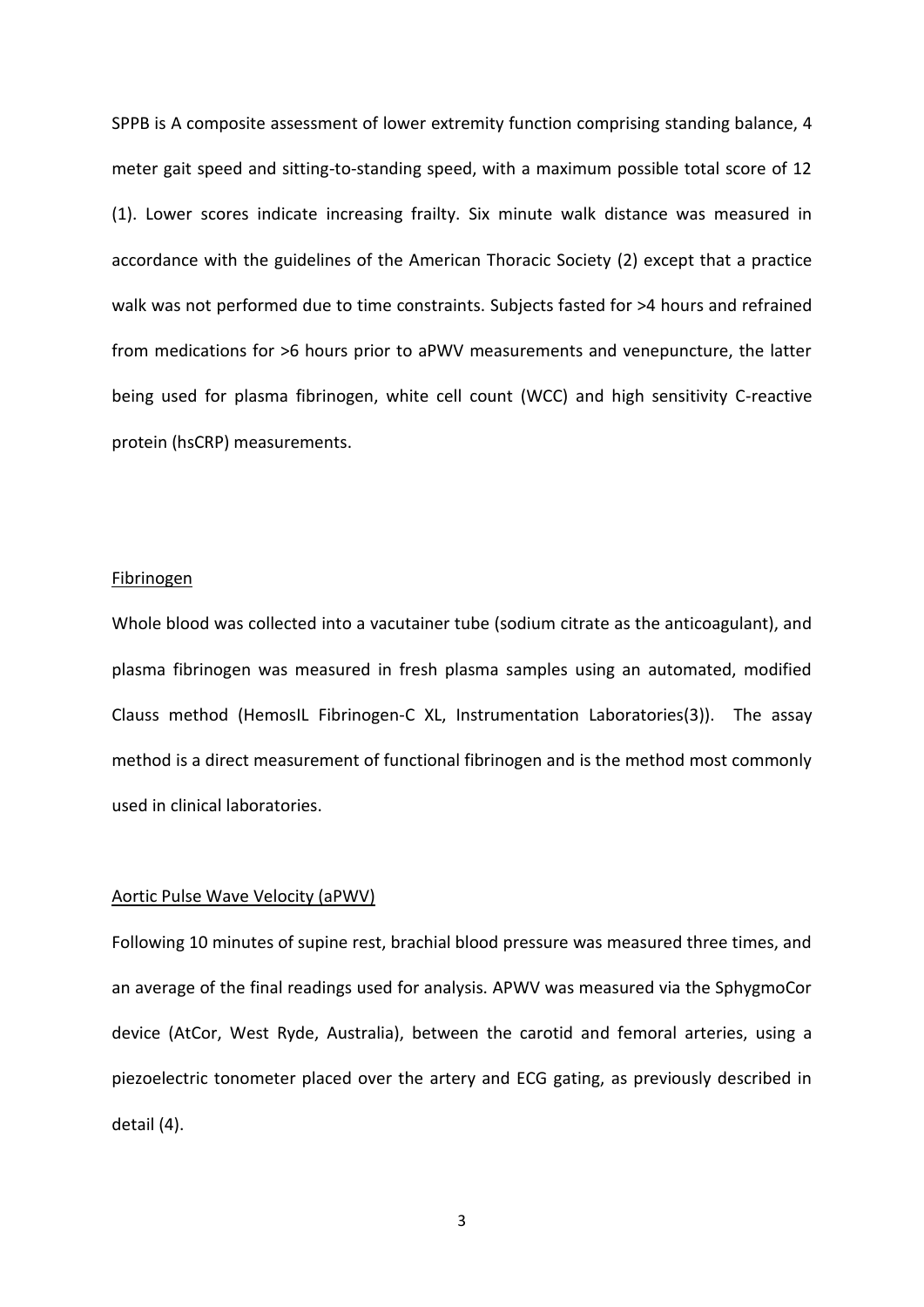SPPB is A composite assessment of lower extremity function comprising standing balance, 4 meter gait speed and sitting-to-standing speed, with a maximum possible total score of 12 (1). Lower scores indicate increasing frailty. Six minute walk distance was measured in accordance with the guidelines of the American Thoracic Society (2) except that a practice walk was not performed due to time constraints. Subjects fasted for >4 hours and refrained from medications for >6 hours prior to aPWV measurements and venepuncture, the latter being used for plasma fibrinogen, white cell count (WCC) and high sensitivity C-reactive protein (hsCRP) measurements.

<u>Fibrinogen</u>

Whole blood was collected into a vacutainer tube (sodium citrate as the anticoagulant), and plasma fibrinogen was measured in fresh plasma samples using an automated, modified Clauss method (HemosIL Fibrinogen-C XL, Instrumentation Laboratories(3)). The assay method is a direct measurement of functional fibrinogen and is the method most commonly used in clinical laboratories.

<u>Aortic Pulse Wave Velocity (aPWV)</u>

Following 10 minutes of supine rest, brachial blood pressure was measured three times, and an average of the final readings used for analysis. APWV was measured via the SphygmoCor device (AtCor, West Ryde, Australia), between the carotid and femoral arteries, using a piezoelectric tonometer placed over the artery and ECG gating, as previously described in detail (4).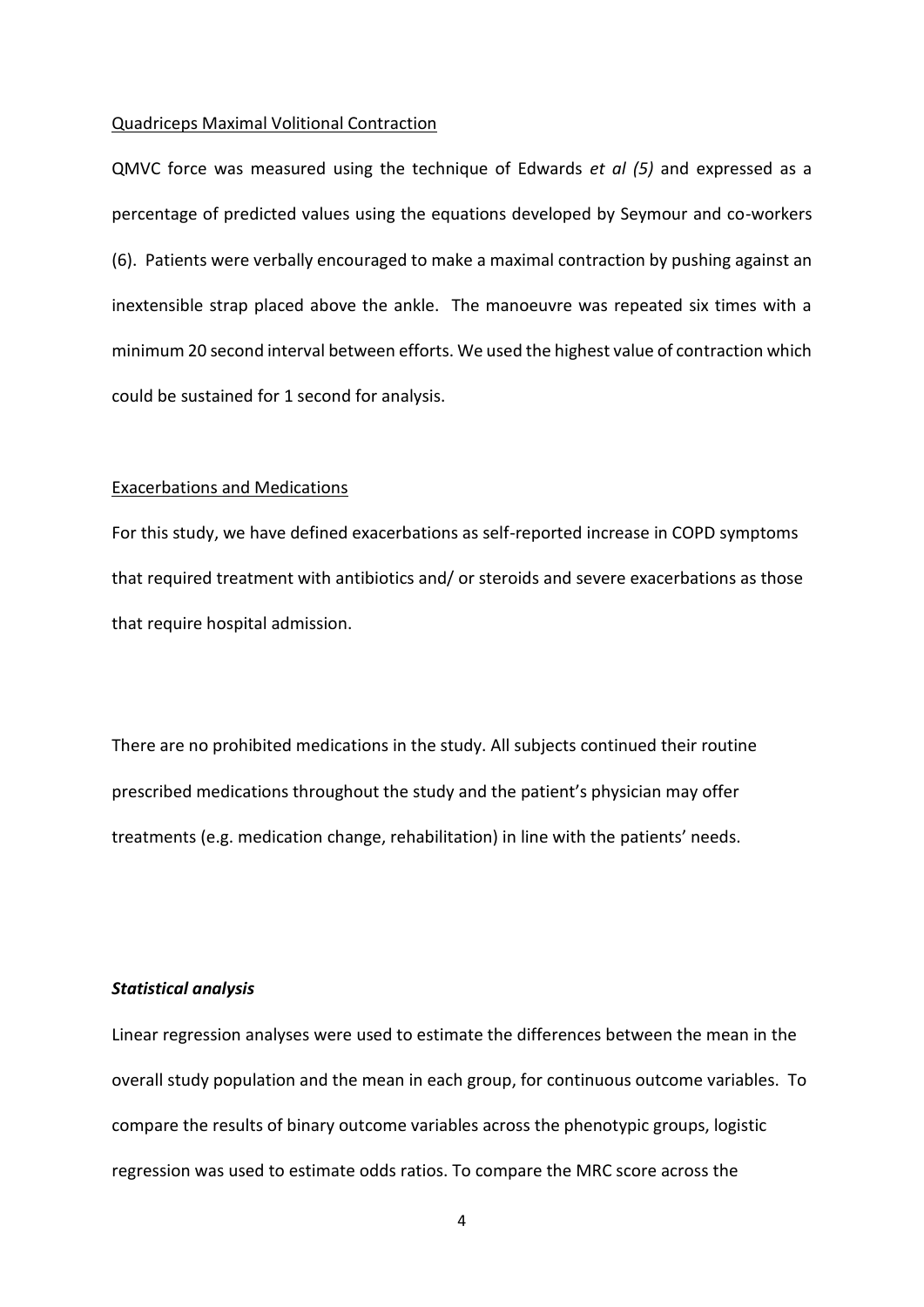Quadriceps Maximal Volitional Contraction

QMVC force was measured using the technique of Edwards *et al (5)* and expressed as a percentage of predicted values using the equations developed by Seymour and co-workers (6). Patients were verbally encouraged to make a maximal contraction by pushing against an inextensible strap placed above the ankle. The manoeuvre was repeated six times with a minimum 20 second interval between efforts. We used the highest value of contraction which could be sustained for 1 second for analysis.

Exacerbations and Medications

For this study, we have defined exacerbations as self-reported increase in COPD symptoms that required treatment with antibiotics and/ or steroids and severe exacerbations as those that require hospital admission.

There are no prohibited medications in the study. All subjects continued their routine prescribed medications throughout the study and the patient's physician may offer treatments (e.g. medication change, rehabilitation) in line with the patients' needs.

***Statistical analysis***

Linear regression analyses were used to estimate the differences between the mean in the overall study population and the mean in each group, for continuous outcome variables. To compare the results of binary outcome variables across the phenotypic groups, logistic regression was used to estimate odds ratios. To compare the MRC score across the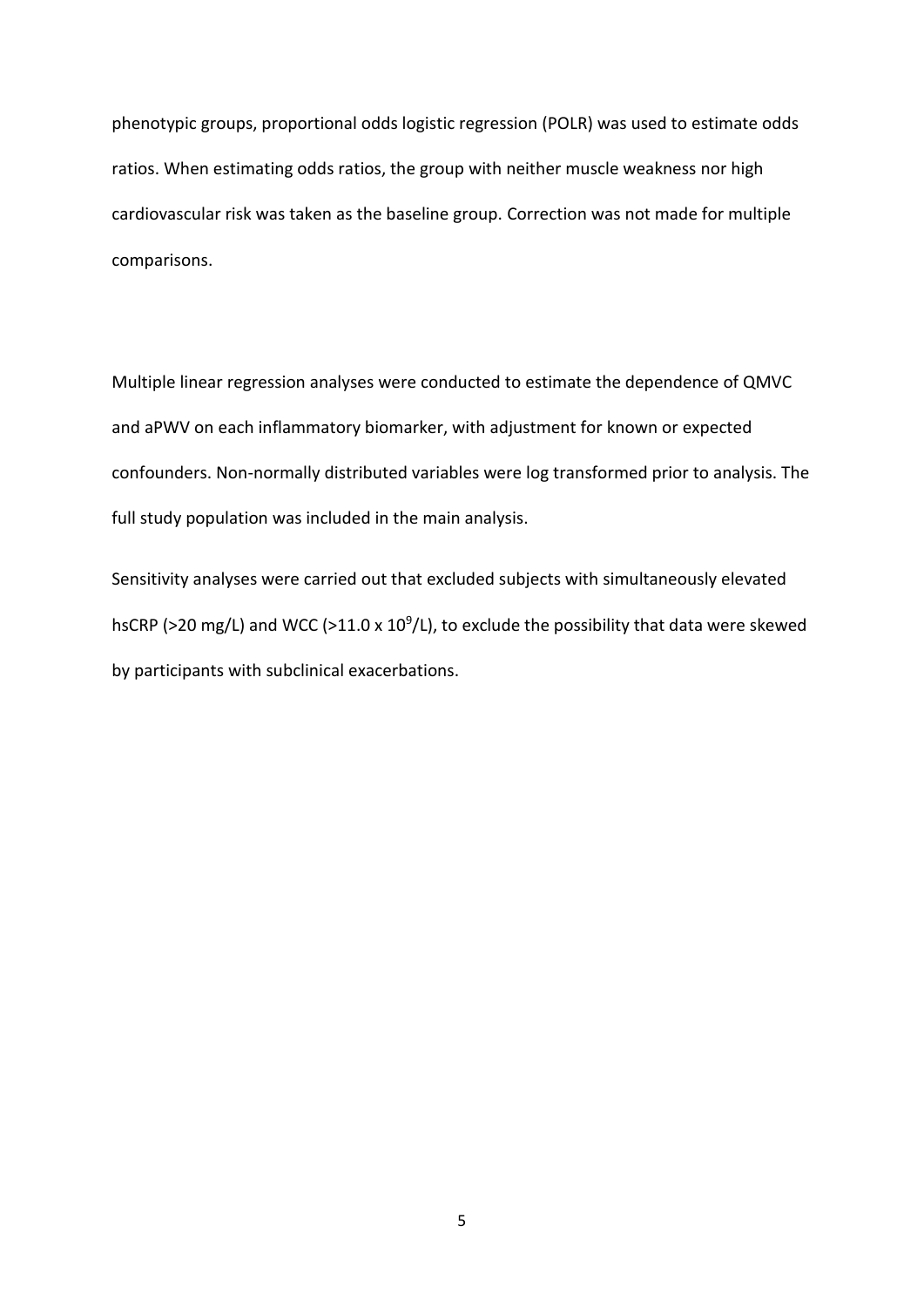phenotypic groups, proportional odds logistic regression (POLR) was used to estimate odds ratios. When estimating odds ratios, the group with neither muscle weakness nor high cardiovascular risk was taken as the baseline group. Correction was not made for multiple comparisons.

Multiple linear regression analyses were conducted to estimate the dependence of QMVC and aPWV on each inflammatory biomarker, with adjustment for known or expected confounders. Non-normally distributed variables were log transformed prior to analysis. The full study population was included in the main analysis.

Sensitivity analyses were carried out that excluded subjects with simultaneously elevated hsCRP (>20 mg/L) and WCC (>11.0 x $10^9$/L), to exclude the possibility that data were skewed by participants with subclinical exacerbations.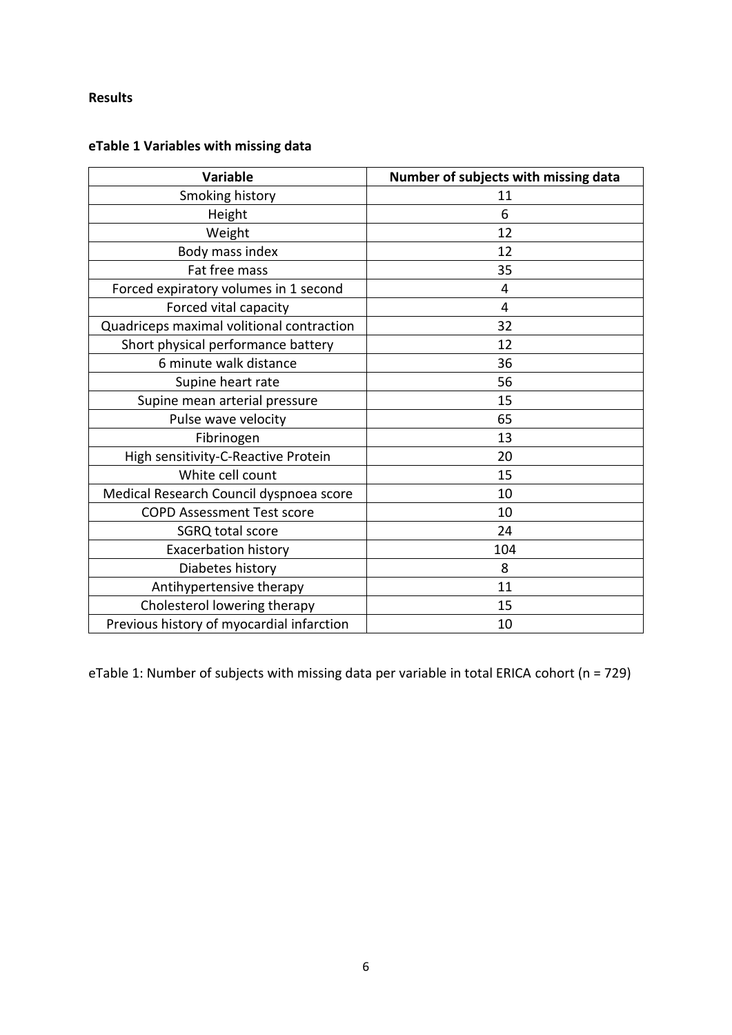**Results**

**eTable 1 Variables with missing data**

| Variable | Number of subjects with missing data |
|---|---|
| Smoking history | 11 |
| Height | 6 |
| Weight | 12 |
| Body mass index | 12 |
| Fat free mass | 35 |
| Forced expiratory volumes in 1 second | 4 |
| Forced vital capacity | 4 |
| Quadriceps maximal volitional contraction | 32 |
| Short physical performance battery | 12 |
| 6 minute walk distance | 36 |
| Supine heart rate | 56 |
| Supine mean arterial pressure | 15 |
| Pulse wave velocity | 65 |
| Fibrinogen | 13 |
| High sensitivity-C-Reactive Protein | 20 |
| White cell count | 15 |
| Medical Research Council dyspnoea score | 10 |
| COPD Assessment Test score | 10 |
| SGRQ total score | 24 |
| Exacerbation history | 104 |
| Diabetes history | 8 |
| Antihypertensive therapy | 11 |
| Cholesterol lowering therapy | 15 |
| Previous history of myocardial infarction | 10 |

eTable 1: Number of subjects with missing data per variable in total ERICA cohort (n = 729)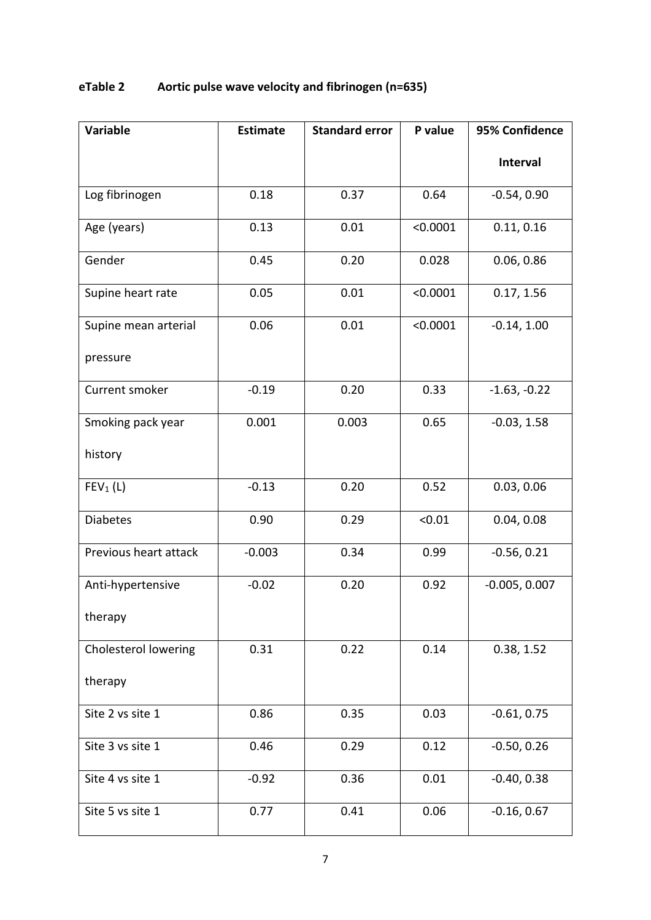**eTable 2 Aortic pulse wave velocity and fibrinogen (n=635)**

| Variable | Estimate | Standard error | P value | 95% Confidence Interval |
|---|---|---|---|---|
| Log fibrinogen | 0.18 | 0.37 | 0.64 | -0.54, 0.90 |
| Age (years) | 0.13 | 0.01 | <0.0001 | 0.11, 0.16 |
| Gender | 0.45 | 0.20 | 0.028 | 0.06, 0.86 |
| Supine heart rate | 0.05 | 0.01 | <0.0001 | 0.17, 1.56 |
| Supine mean arterial pressure | 0.06 | 0.01 | <0.0001 | -0.14, 1.00 |
| Current smoker | -0.19 | 0.20 | 0.33 | -1.63, -0.22 |
| Smoking pack year history | 0.001 | 0.003 | 0.65 | -0.03, 1.58 |
| $FEV_1$ (L) | -0.13 | 0.20 | 0.52 | 0.03, 0.06 |
| Diabetes | 0.90 | 0.29 | <0.01 | 0.04, 0.08 |
| Previous heart attack | -0.003 | 0.34 | 0.99 | -0.56, 0.21 |
| Anti-hypertensive therapy | -0.02 | 0.20 | 0.92 | -0.005, 0.007 |
| Cholesterol lowering therapy | 0.31 | 0.22 | 0.14 | 0.38, 1.52 |
| Site 2 vs site 1 | 0.86 | 0.35 | 0.03 | -0.61, 0.75 |
| Site 3 vs site 1 | 0.46 | 0.29 | 0.12 | -0.50, 0.26 |
| Site 4 vs site 1 | -0.92 | 0.36 | 0.01 | -0.40, 0.38 |
| Site 5 vs site 1 | 0.77 | 0.41 | 0.06 | -0.16, 0.67 |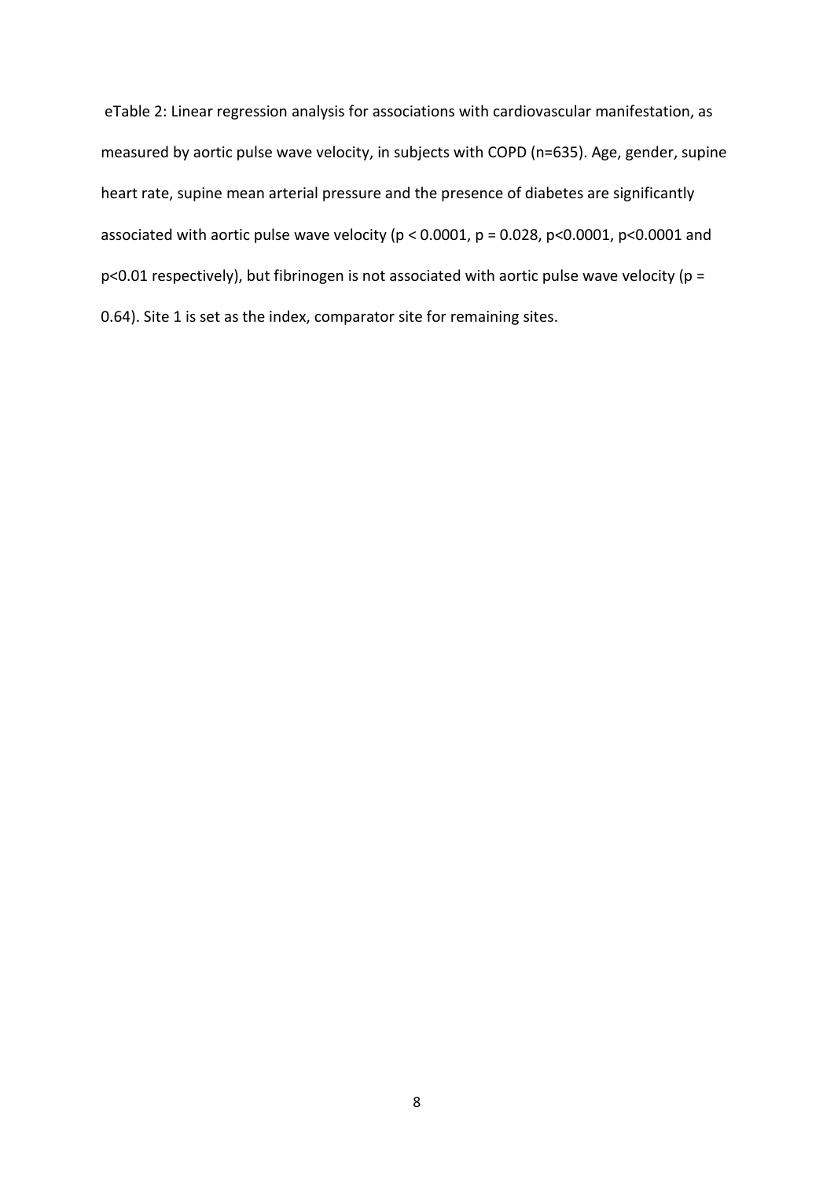eTable 2: Linear regression analysis for associations with cardiovascular manifestation, as measured by aortic pulse wave velocity, in subjects with COPD (n=635). Age, gender, supine heart rate, supine mean arterial pressure and the presence of diabetes are significantly associated with aortic pulse wave velocity ($p < 0.0001$, $p = 0.028$, $p<0.0001$, $p<0.0001$ and $p<0.01$ respectively), but fibrinogen is not associated with aortic pulse wave velocity ($p = 0.64$). Site 1 is set as the index, comparator site for remaining sites.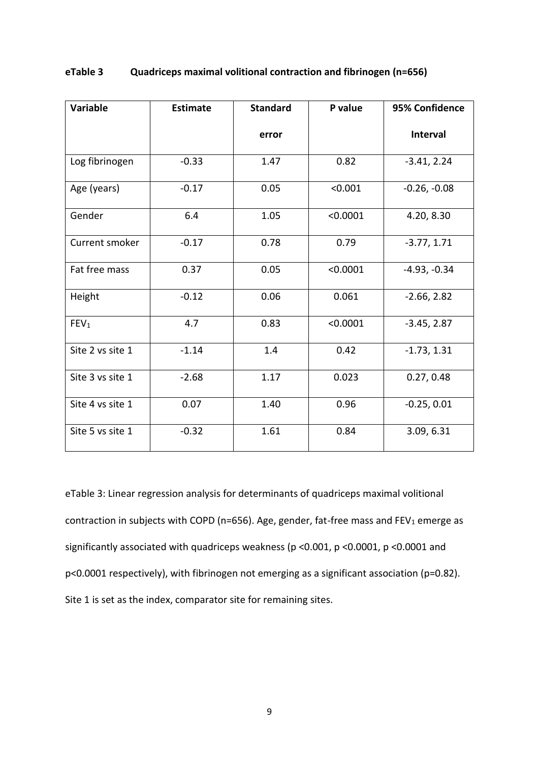**eTable 3 Quadriceps maximal volitional contraction and fibrinogen (n=656)**

| Variable | Estimate | Standard error | P value | 95% Confidence Interval |
|---|---|---|---|---|
| Log fibrinogen | -0.33 | 1.47 | 0.82 | -3.41, 2.24 |
| Age (years) | -0.17 | 0.05 | <0.001 | -0.26, -0.08 |
| Gender | 6.4 | 1.05 | <0.0001 | 4.20, 8.30 |
| Current smoker | -0.17 | 0.78 | 0.79 | -3.77, 1.71 |
| Fat free mass | 0.37 | 0.05 | <0.0001 | -4.93, -0.34 |
| Height | -0.12 | 0.06 | 0.061 | -2.66, 2.82 |
| $FEV_1$ | 4.7 | 0.83 | <0.0001 | -3.45, 2.87 |
| Site 2 vs site 1 | -1.14 | 1.4 | 0.42 | -1.73, 1.31 |
| Site 3 vs site 1 | -2.68 | 1.17 | 0.023 | 0.27, 0.48 |
| Site 4 vs site 1 | 0.07 | 1.40 | 0.96 | -0.25, 0.01 |
| Site 5 vs site 1 | -0.32 | 1.61 | 0.84 | 3.09, 6.31 |

eTable 3: Linear regression analysis for determinants of quadriceps maximal volitional contraction in subjects with COPD (n=656). Age, gender, fat-free mass and $FEV_1$ emerge as significantly associated with quadriceps weakness ($p < 0.001$, $p < 0.0001$, $p < 0.0001$ and $p < 0.0001$ respectively), with fibrinogen not emerging as a significant association ($p = 0.82$). Site 1 is set as the index, comparator site for remaining sites.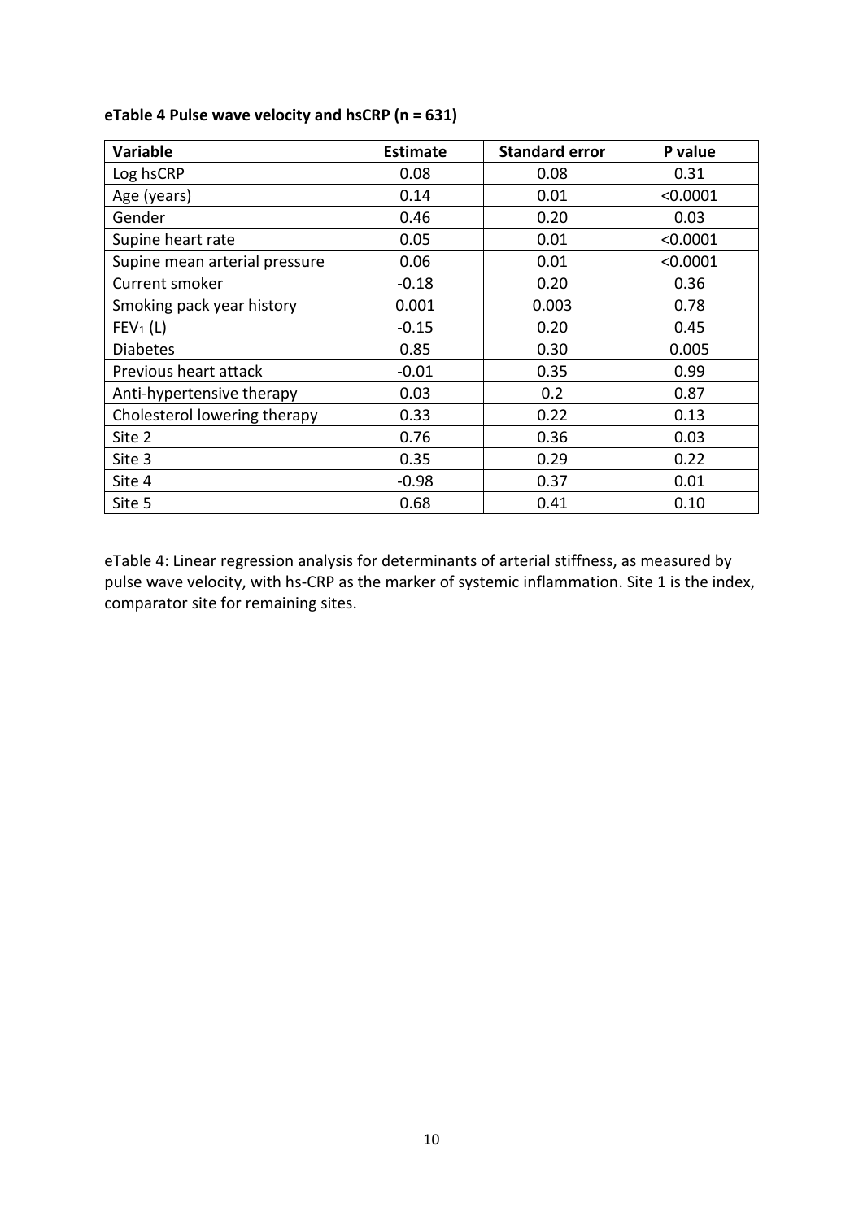**eTable 4 Pulse wave velocity and hsCRP (n = 631)**

| Variable | Estimate | Standard error | P value |
|---|---|---|---|
| Log hsCRP | 0.08 | 0.08 | 0.31 |
| Age (years) | 0.14 | 0.01 | <0.0001 |
| Gender | 0.46 | 0.20 | 0.03 |
| Supine heart rate | 0.05 | 0.01 | <0.0001 |
| Supine mean arterial pressure | 0.06 | 0.01 | <0.0001 |
| Current smoker | -0.18 | 0.20 | 0.36 |
| Smoking pack year history | 0.001 | 0.003 | 0.78 |
| $FEV_1$ (L) | -0.15 | 0.20 | 0.45 |
| Diabetes | 0.85 | 0.30 | 0.005 |
| Previous heart attack | -0.01 | 0.35 | 0.99 |
| Anti-hypertensive therapy | 0.03 | 0.2 | 0.87 |
| Cholesterol lowering therapy | 0.33 | 0.22 | 0.13 |
| Site 2 | 0.76 | 0.36 | 0.03 |
| Site 3 | 0.35 | 0.29 | 0.22 |
| Site 4 | -0.98 | 0.37 | 0.01 |
| Site 5 | 0.68 | 0.41 | 0.10 |

eTable 4: Linear regression analysis for determinants of arterial stiffness, as measured by pulse wave velocity, with hs-CRP as the marker of systemic inflammation. Site 1 is the index, comparator site for remaining sites.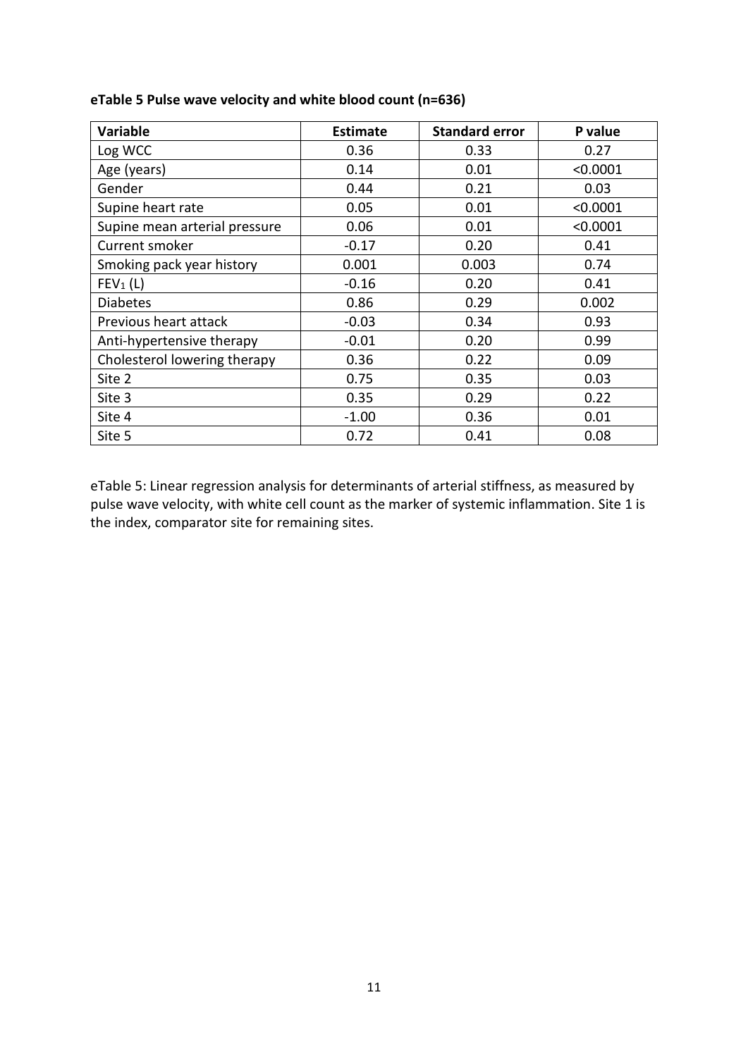**eTable 5 Pulse wave velocity and white blood count (n=636)**

| Variable | Estimate | Standard error | P value |
| --- | --- | --- | --- |
| Log WCC | 0.36 | 0.33 | 0.27 |
| Age (years) | 0.14 | 0.01 | <0.0001 |
| Gender | 0.44 | 0.21 | 0.03 |
| Supine heart rate | 0.05 | 0.01 | <0.0001 |
| Supine mean arterial pressure | 0.06 | 0.01 | <0.0001 |
| Current smoker | -0.17 | 0.20 | 0.41 |
| Smoking pack year history | 0.001 | 0.003 | 0.74 |
| $FEV_1$ (L) | -0.16 | 0.20 | 0.41 |
| Diabetes | 0.86 | 0.29 | 0.002 |
| Previous heart attack | -0.03 | 0.34 | 0.93 |
| Anti-hypertensive therapy | -0.01 | 0.20 | 0.99 |
| Cholesterol lowering therapy | 0.36 | 0.22 | 0.09 |
| Site 2 | 0.75 | 0.35 | 0.03 |
| Site 3 | 0.35 | 0.29 | 0.22 |
| Site 4 | -1.00 | 0.36 | 0.01 |
| Site 5 | 0.72 | 0.41 | 0.08 |

eTable 5: Linear regression analysis for determinants of arterial stiffness, as measured by pulse wave velocity, with white cell count as the marker of systemic inflammation. Site 1 is the index, comparator site for remaining sites.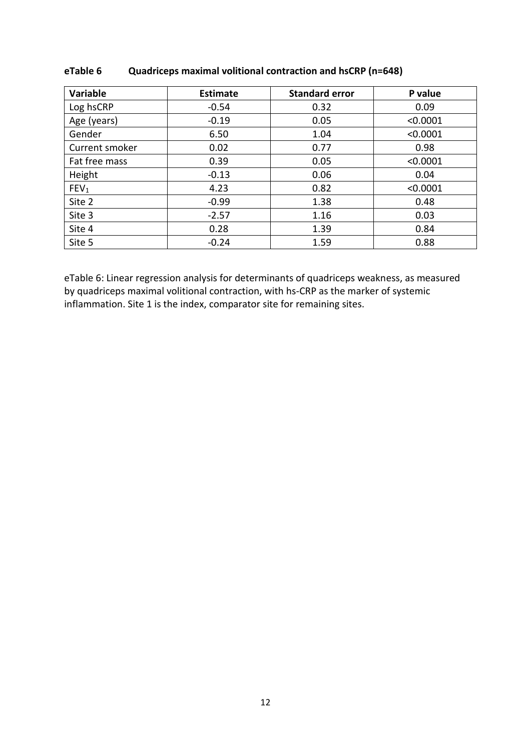**eTable 6 Quadriceps maximal volitional contraction and hsCRP (n=648)**

| Variable | Estimate | Standard error | P value |
|---|---|---|---|
| Log hsCRP | -0.54 | 0.32 | 0.09 |
| Age (years) | -0.19 | 0.05 | <0.0001 |
| Gender | 6.50 | 1.04 | <0.0001 |
| Current smoker | 0.02 | 0.77 | 0.98 |
| Fat free mass | 0.39 | 0.05 | <0.0001 |
| Height | -0.13 | 0.06 | 0.04 |
| $FEV_1$ | 4.23 | 0.82 | <0.0001 |
| Site 2 | -0.99 | 1.38 | 0.48 |
| Site 3 | -2.57 | 1.16 | 0.03 |
| Site 4 | 0.28 | 1.39 | 0.84 |
| Site 5 | -0.24 | 1.59 | 0.88 |

eTable 6: Linear regression analysis for determinants of quadriceps weakness, as measured by quadriceps maximal volitional contraction, with hs-CRP as the marker of systemic inflammation. Site 1 is the index, comparator site for remaining sites.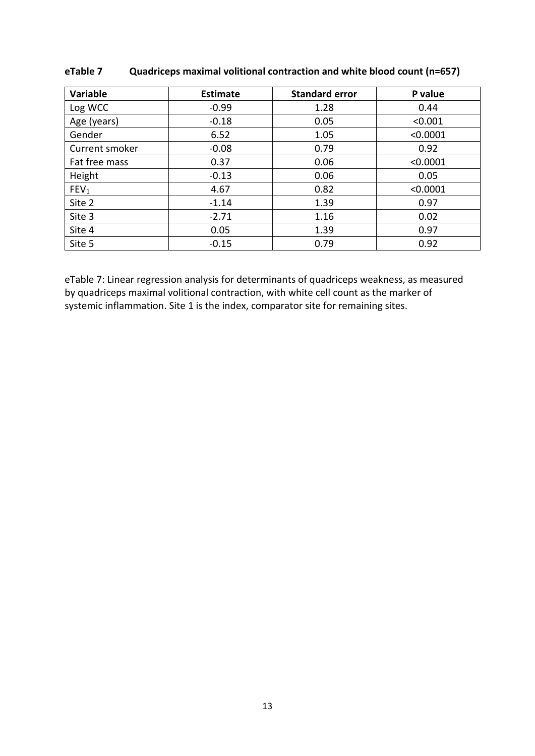**eTable 7 Quadriceps maximal volitional contraction and white blood count (n=657)**

| Variable | Estimate | Standard error | P value |
|---|---|---|---|
| Log WCC | -0.99 | 1.28 | 0.44 |
| Age (years) | -0.18 | 0.05 | <0.001 |
| Gender | 6.52 | 1.05 | <0.0001 |
| Current smoker | -0.08 | 0.79 | 0.92 |
| Fat free mass | 0.37 | 0.06 | <0.0001 |
| Height | -0.13 | 0.06 | 0.05 |
| $FEV_1$ | 4.67 | 0.82 | <0.0001 |
| Site 2 | -1.14 | 1.39 | 0.97 |
| Site 3 | -2.71 | 1.16 | 0.02 |
| Site 4 | 0.05 | 1.39 | 0.97 |
| Site 5 | -0.15 | 0.79 | 0.92 |

eTable 7: Linear regression analysis for determinants of quadriceps weakness, as measured by quadriceps maximal volitional contraction, with white cell count as the marker of systemic inflammation. Site 1 is the index, comparator site for remaining sites.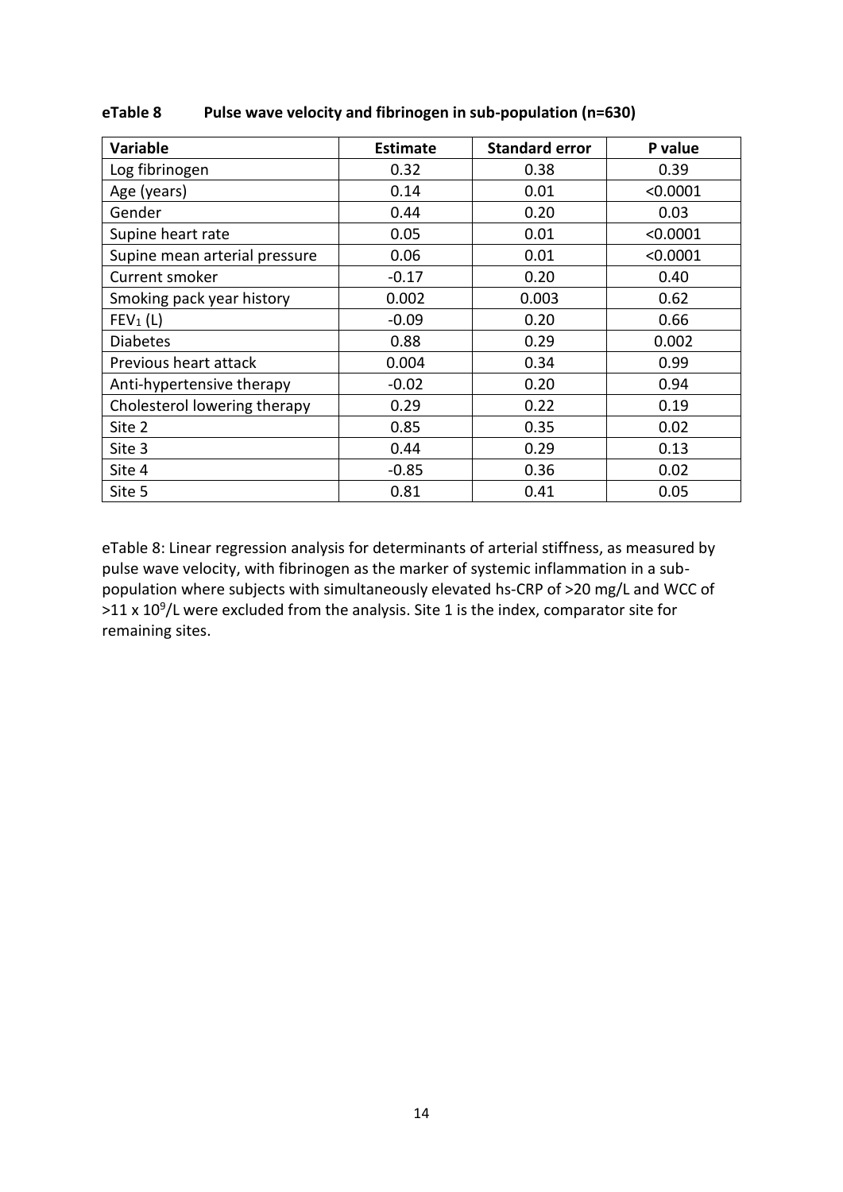**eTable 8 Pulse wave velocity and fibrinogen in sub-population (n=630)**

| Variable | Estimate | Standard error | P value |
|---|---|---|---|
| Log fibrinogen | 0.32 | 0.38 | 0.39 |
| Age (years) | 0.14 | 0.01 | <0.0001 |
| Gender | 0.44 | 0.20 | 0.03 |
| Supine heart rate | 0.05 | 0.01 | <0.0001 |
| Supine mean arterial pressure | 0.06 | 0.01 | <0.0001 |
| Current smoker | -0.17 | 0.20 | 0.40 |
| Smoking pack year history | 0.002 | 0.003 | 0.62 |
| $FEV_1$ (L) | -0.09 | 0.20 | 0.66 |
| Diabetes | 0.88 | 0.29 | 0.002 |
| Previous heart attack | 0.004 | 0.34 | 0.99 |
| Anti-hypertensive therapy | -0.02 | 0.20 | 0.94 |
| Cholesterol lowering therapy | 0.29 | 0.22 | 0.19 |
| Site 2 | 0.85 | 0.35 | 0.02 |
| Site 3 | 0.44 | 0.29 | 0.13 |
| Site 4 | -0.85 | 0.36 | 0.02 |
| Site 5 | 0.81 | 0.41 | 0.05 |

eTable 8: Linear regression analysis for determinants of arterial stiffness, as measured by pulse wave velocity, with fibrinogen as the marker of systemic inflammation in a sub-population where subjects with simultaneously elevated hs-CRP of >20 mg/L and WCC of >11 x $10^9$/L were excluded from the analysis. Site 1 is the index, comparator site for remaining sites.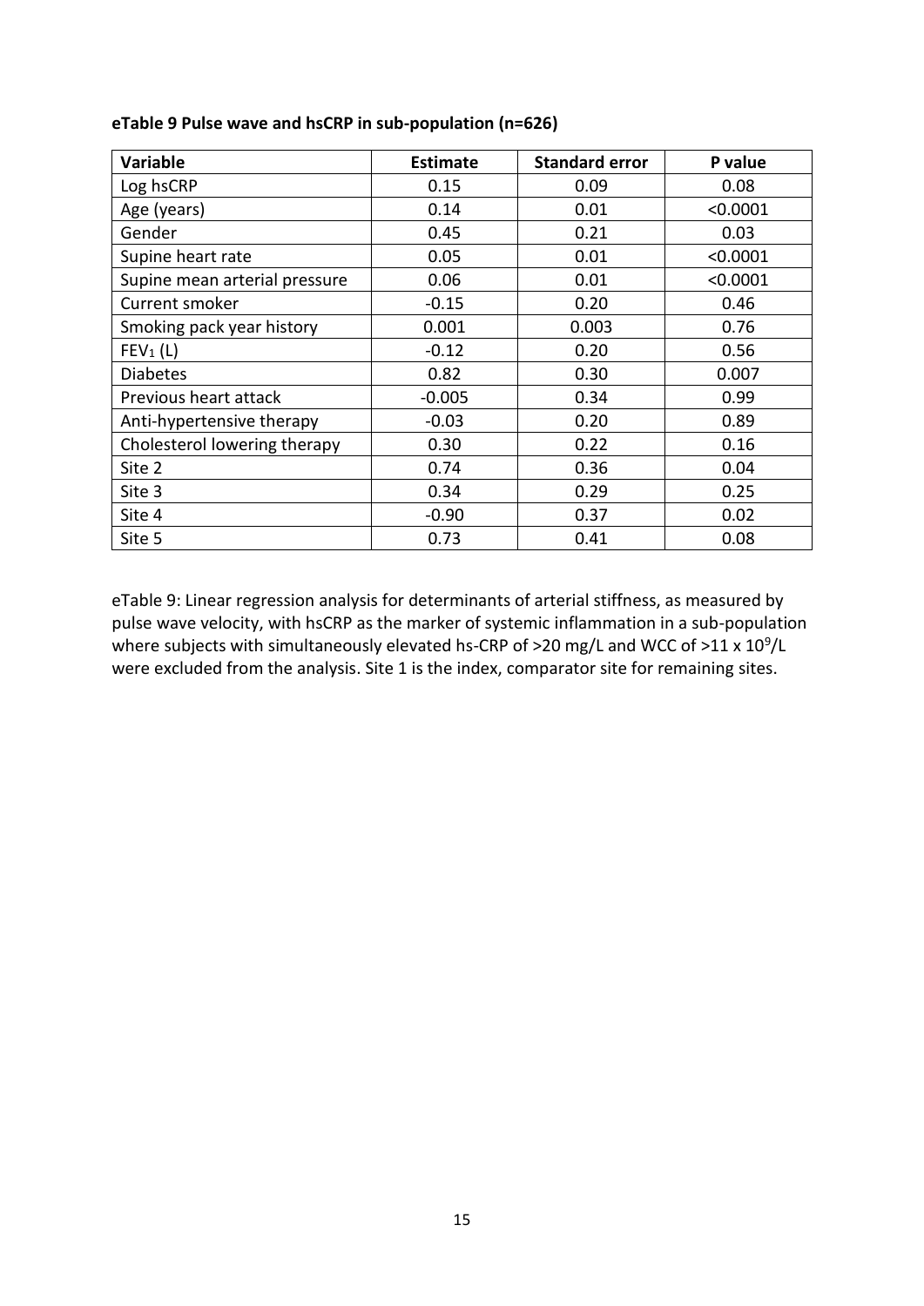**eTable 9 Pulse wave and hsCRP in sub-population (n=626)**

| Variable | Estimate | Standard error | P value |
|---|---|---|---|
| Log hsCRP | 0.15 | 0.09 | 0.08 |
| Age (years) | 0.14 | 0.01 | <0.0001 |
| Gender | 0.45 | 0.21 | 0.03 |
| Supine heart rate | 0.05 | 0.01 | <0.0001 |
| Supine mean arterial pressure | 0.06 | 0.01 | <0.0001 |
| Current smoker | -0.15 | 0.20 | 0.46 |
| Smoking pack year history | 0.001 | 0.003 | 0.76 |
| $FEV_1$ (L) | -0.12 | 0.20 | 0.56 |
| Diabetes | 0.82 | 0.30 | 0.007 |
| Previous heart attack | -0.005 | 0.34 | 0.99 |
| Anti-hypertensive therapy | -0.03 | 0.20 | 0.89 |
| Cholesterol lowering therapy | 0.30 | 0.22 | 0.16 |
| Site 2 | 0.74 | 0.36 | 0.04 |
| Site 3 | 0.34 | 0.29 | 0.25 |
| Site 4 | -0.90 | 0.37 | 0.02 |
| Site 5 | 0.73 | 0.41 | 0.08 |

eTable 9: Linear regression analysis for determinants of arterial stiffness, as measured by pulse wave velocity, with hsCRP as the marker of systemic inflammation in a sub-population where subjects with simultaneously elevated hs-CRP of >20 mg/L and WCC of >11 x $10^9$/L were excluded from the analysis. Site 1 is the index, comparator site for remaining sites.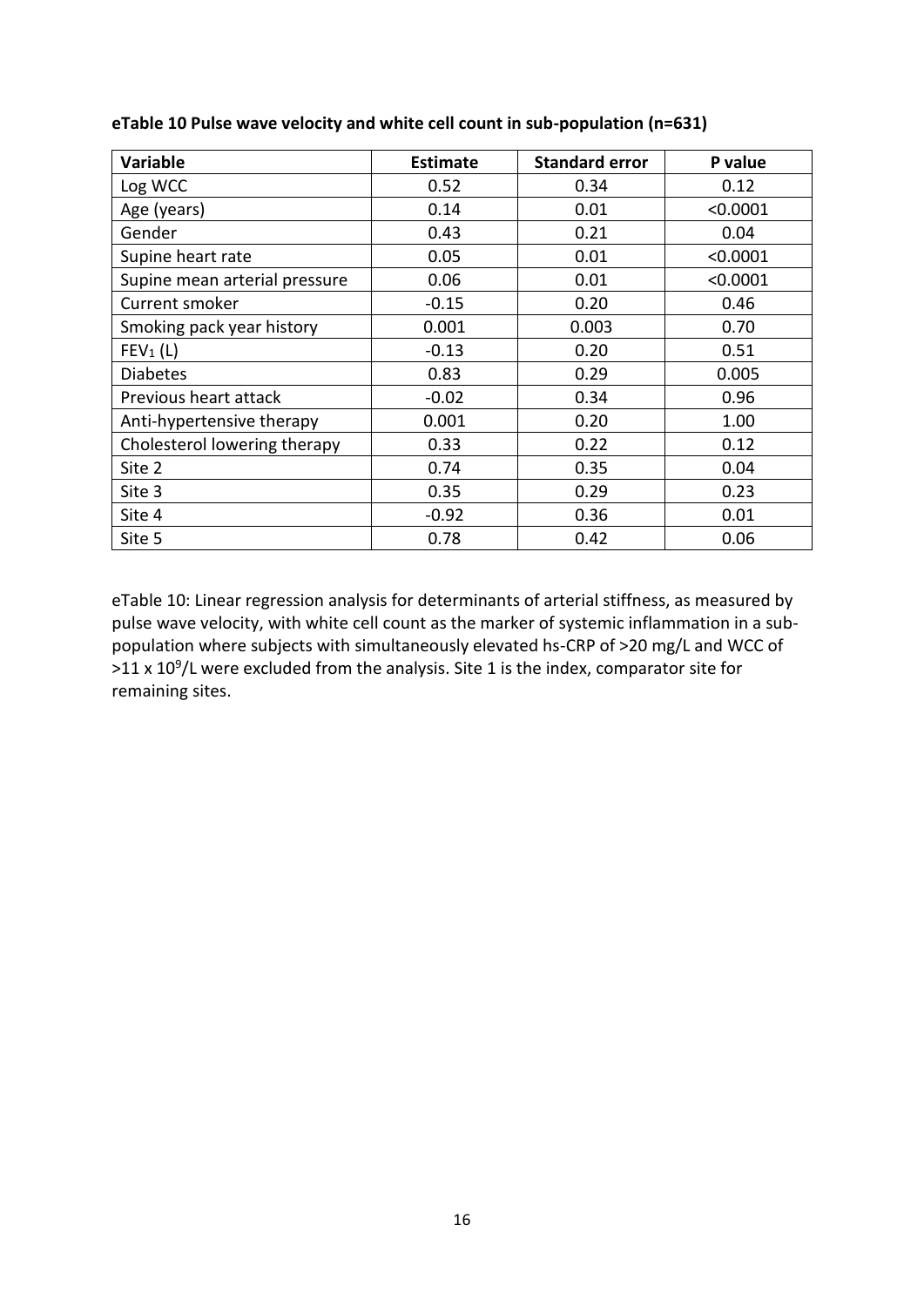**eTable 10 Pulse wave velocity and white cell count in sub-population (n=631)**

| Variable | Estimate | Standard error | P value |
| --- | --- | --- | --- |
| Log WCC | 0.52 | 0.34 | 0.12 |
| Age (years) | 0.14 | 0.01 | <0.0001 |
| Gender | 0.43 | 0.21 | 0.04 |
| Supine heart rate | 0.05 | 0.01 | <0.0001 |
| Supine mean arterial pressure | 0.06 | 0.01 | <0.0001 |
| Current smoker | -0.15 | 0.20 | 0.46 |
| Smoking pack year history | 0.001 | 0.003 | 0.70 |
| $FEV_1$ (L) | -0.13 | 0.20 | 0.51 |
| Diabetes | 0.83 | 0.29 | 0.005 |
| Previous heart attack | -0.02 | 0.34 | 0.96 |
| Anti-hypertensive therapy | 0.001 | 0.20 | 1.00 |
| Cholesterol lowering therapy | 0.33 | 0.22 | 0.12 |
| Site 2 | 0.74 | 0.35 | 0.04 |
| Site 3 | 0.35 | 0.29 | 0.23 |
| Site 4 | -0.92 | 0.36 | 0.01 |
| Site 5 | 0.78 | 0.42 | 0.06 |

eTable 10: Linear regression analysis for determinants of arterial stiffness, as measured by pulse wave velocity, with white cell count as the marker of systemic inflammation in a sub-population where subjects with simultaneously elevated hs-CRP of >20 mg/L and WCC of >11 x $10^9$/L were excluded from the analysis. Site 1 is the index, comparator site for remaining sites.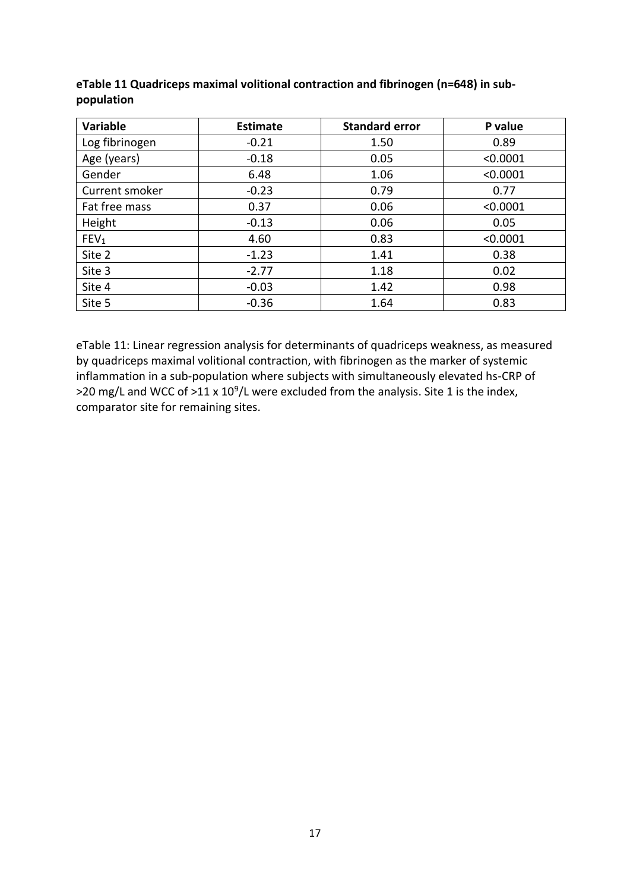**eTable 11 Quadriceps maximal volitional contraction and fibrinogen (n=648) in sub-population**

| Variable | Estimate | Standard error | P value |
|---|---|---|---|
| Log fibrinogen | -0.21 | 1.50 | 0.89 |
| Age (years) | -0.18 | 0.05 | <0.0001 |
| Gender | 6.48 | 1.06 | <0.0001 |
| Current smoker | -0.23 | 0.79 | 0.77 |
| Fat free mass | 0.37 | 0.06 | <0.0001 |
| Height | -0.13 | 0.06 | 0.05 |
| $FEV_1$ | 4.60 | 0.83 | <0.0001 |
| Site 2 | -1.23 | 1.41 | 0.38 |
| Site 3 | -2.77 | 1.18 | 0.02 |
| Site 4 | -0.03 | 1.42 | 0.98 |
| Site 5 | -0.36 | 1.64 | 0.83 |

eTable 11: Linear regression analysis for determinants of quadriceps weakness, as measured by quadriceps maximal volitional contraction, with fibrinogen as the marker of systemic inflammation in a sub-population where subjects with simultaneously elevated hs-CRP of >20 mg/L and WCC of >11 x $10^9$/L were excluded from the analysis. Site 1 is the index, comparator site for remaining sites.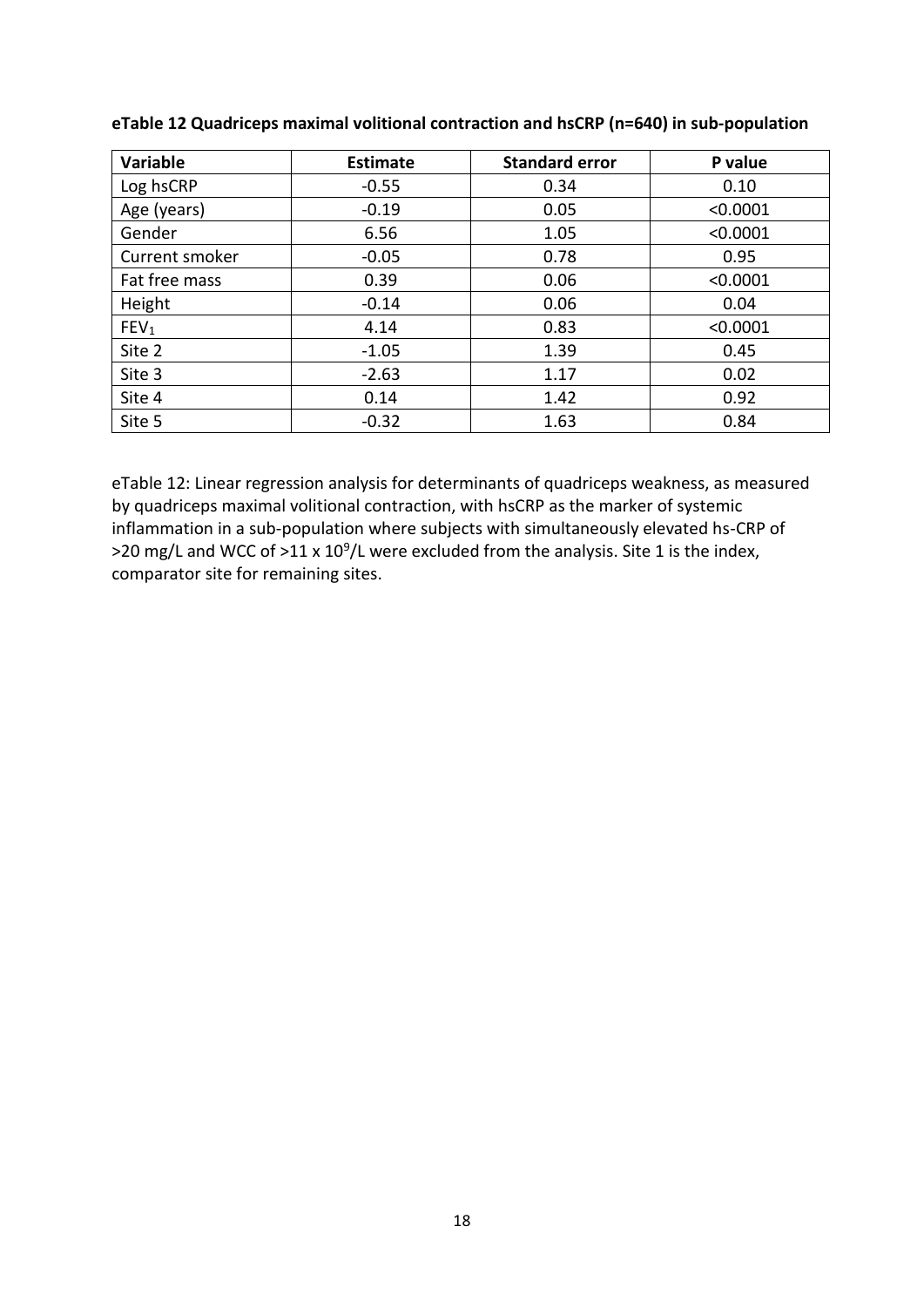**eTable 12 Quadriceps maximal volitional contraction and hsCRP (n=640) in sub-population**

| Variable | Estimate | Standard error | P value |
|---|---|---|---|
| Log hsCRP | -0.55 | 0.34 | 0.10 |
| Age (years) | -0.19 | 0.05 | <0.0001 |
| Gender | 6.56 | 1.05 | <0.0001 |
| Current smoker | -0.05 | 0.78 | 0.95 |
| Fat free mass | 0.39 | 0.06 | <0.0001 |
| Height | -0.14 | 0.06 | 0.04 |
| $FEV_1$ | 4.14 | 0.83 | <0.0001 |
| Site 2 | -1.05 | 1.39 | 0.45 |
| Site 3 | -2.63 | 1.17 | 0.02 |
| Site 4 | 0.14 | 1.42 | 0.92 |
| Site 5 | -0.32 | 1.63 | 0.84 |

eTable 12: Linear regression analysis for determinants of quadriceps weakness, as measured by quadriceps maximal volitional contraction, with hsCRP as the marker of systemic inflammation in a sub-population where subjects with simultaneously elevated hs-CRP of >20 mg/L and WCC of >11 x $10^9$/L were excluded from the analysis. Site 1 is the index, comparator site for remaining sites.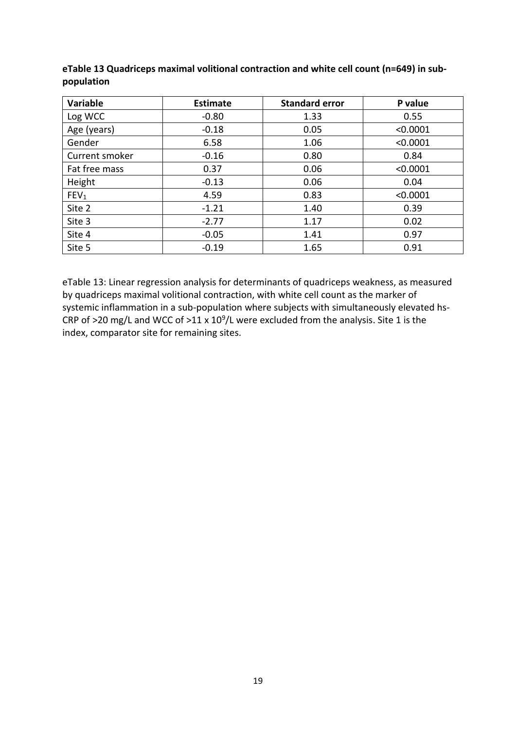**eTable 13 Quadriceps maximal volitional contraction and white cell count (n=649) in sub-population**

| Variable | Estimate | Standard error | P value |
|---|---|---|---|
| Log WCC | -0.80 | 1.33 | 0.55 |
| Age (years) | -0.18 | 0.05 | <0.0001 |
| Gender | 6.58 | 1.06 | <0.0001 |
| Current smoker | -0.16 | 0.80 | 0.84 |
| Fat free mass | 0.37 | 0.06 | <0.0001 |
| Height | -0.13 | 0.06 | 0.04 |
| $FEV_1$ | 4.59 | 0.83 | <0.0001 |
| Site 2 | -1.21 | 1.40 | 0.39 |
| Site 3 | -2.77 | 1.17 | 0.02 |
| Site 4 | -0.05 | 1.41 | 0.97 |
| Site 5 | -0.19 | 1.65 | 0.91 |

eTable 13: Linear regression analysis for determinants of quadriceps weakness, as measured by quadriceps maximal volitional contraction, with white cell count as the marker of systemic inflammation in a sub-population where subjects with simultaneously elevated hs-CRP of >20 mg/L and WCC of >11 x $10^9$/L were excluded from the analysis. Site 1 is the index, comparator site for remaining sites.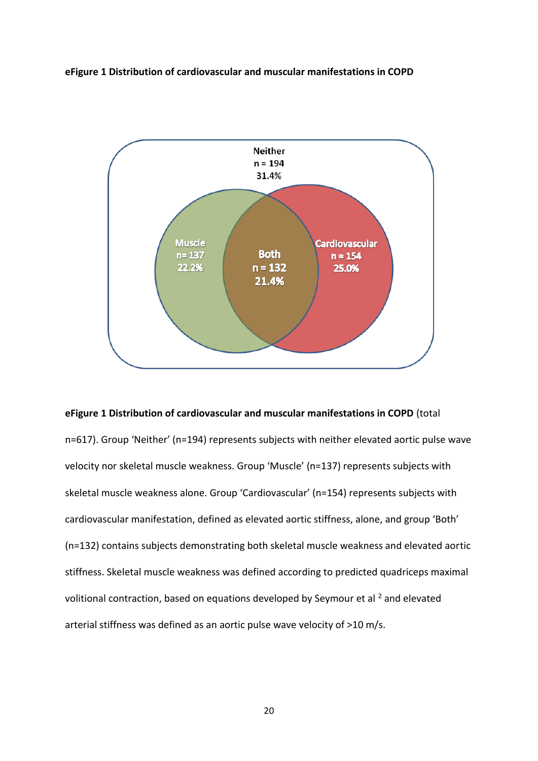**eFigure 1 Distribution of cardiovascular and muscular manifestations in COPD**

Neither
n = 194
31.4%

Muscle
n= 137
22.2%

Both
n = 132
21.4%

Cardiovascular
n = 154
25.0%

**eFigure 1 Distribution of cardiovascular and muscular manifestations in COPD** (total n=617). Group 'Neither' (n=194) represents subjects with neither elevated aortic pulse wave velocity nor skeletal muscle weakness. Group 'Muscle' (n=137) represents subjects with skeletal muscle weakness alone. Group 'Cardiovascular' (n=154) represents subjects with cardiovascular manifestation, defined as elevated aortic stiffness, alone, and group 'Both' (n=132) contains subjects demonstrating both skeletal muscle weakness and elevated aortic stiffness. Skeletal muscle weakness was defined according to predicted quadriceps maximal volitional contraction, based on equations developed by Seymour et al [2] and elevated arterial stiffness was defined as an aortic pulse wave velocity of >10 m/s.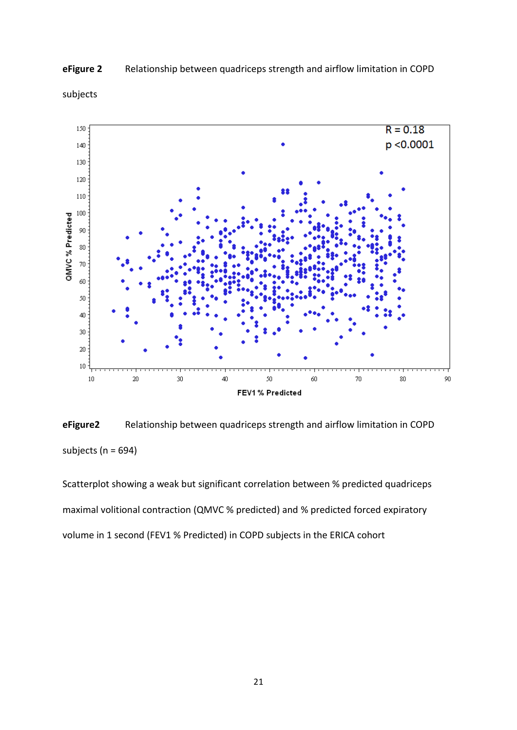**eFigure 2** Relationship between quadriceps strength and airflow limitation in COPD subjects

**eFigure2** Relationship between quadriceps strength and airflow limitation in COPD subjects (n = 694)

Scatterplot showing a weak but significant correlation between % predicted quadriceps maximal volitional contraction (QMVC % predicted) and % predicted forced expiratory volume in 1 second (FEV1 % Predicted) in COPD subjects in the ERICA cohort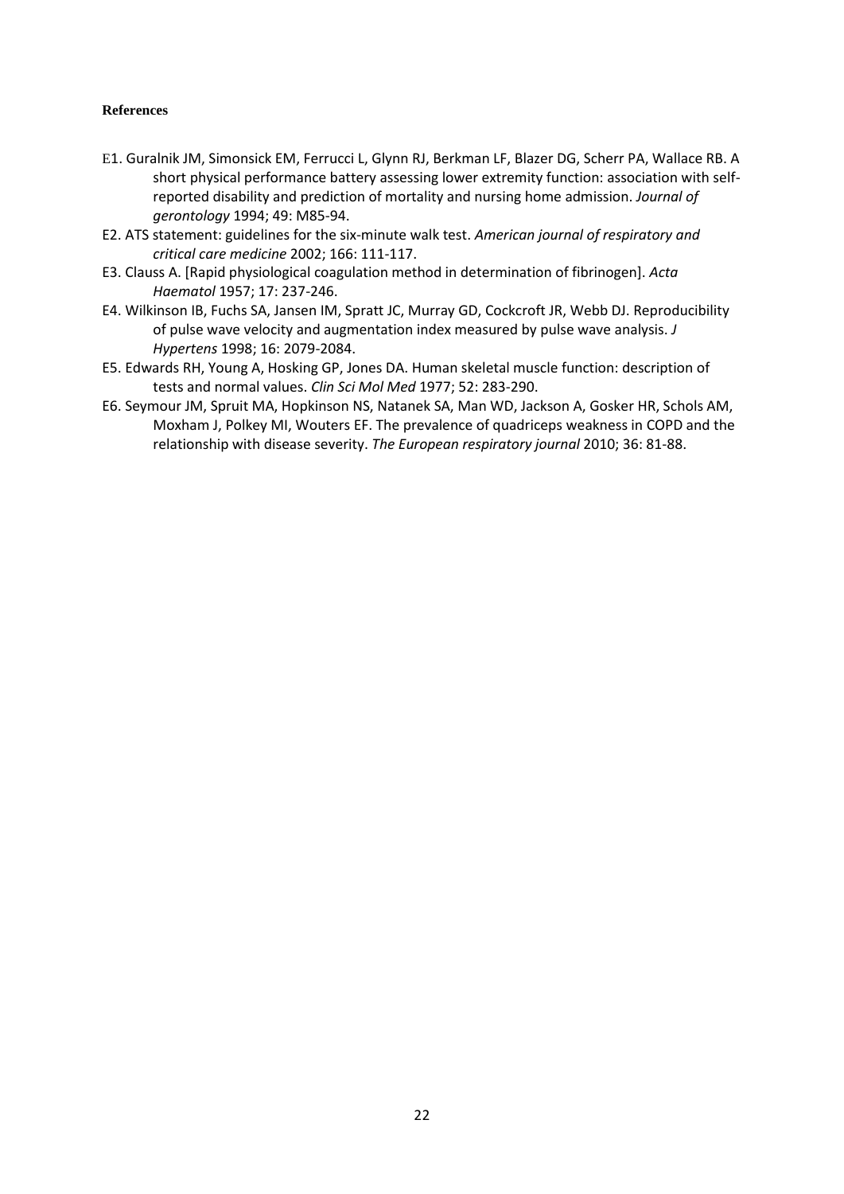**References**

E1. Guralnik JM, Simonsick EM, Ferrucci L, Glynn RJ, Berkman LF, Blazer DG, Scherr PA, Wallace RB. A short physical performance battery assessing lower extremity function: association with self-reported disability and prediction of mortality and nursing home admission. *Journal of gerontology* 1994; 49: M85-94.

E2. ATS statement: guidelines for the six-minute walk test. *American journal of respiratory and critical care medicine* 2002; 166: 111-117.

E3. Clauss A. [Rapid physiological coagulation method in determination of fibrinogen]. *Acta Haematol* 1957; 17: 237-246.

E4. Wilkinson IB, Fuchs SA, Jansen IM, Spratt JC, Murray GD, Cockcroft JR, Webb DJ. Reproducibility of pulse wave velocity and augmentation index measured by pulse wave analysis. *J Hypertens* 1998; 16: 2079-2084.

E5. Edwards RH, Young A, Hosking GP, Jones DA. Human skeletal muscle function: description of tests and normal values. *Clin Sci Mol Med* 1977; 52: 283-290.

E6. Seymour JM, Spruit MA, Hopkinson NS, Natanek SA, Man WD, Jackson A, Gosker HR, Schols AM, Moxham J, Polkey MI, Wouters EF. The prevalence of quadriceps weakness in COPD and the relationship with disease severity. *The European respiratory journal* 2010; 36: 81-88.